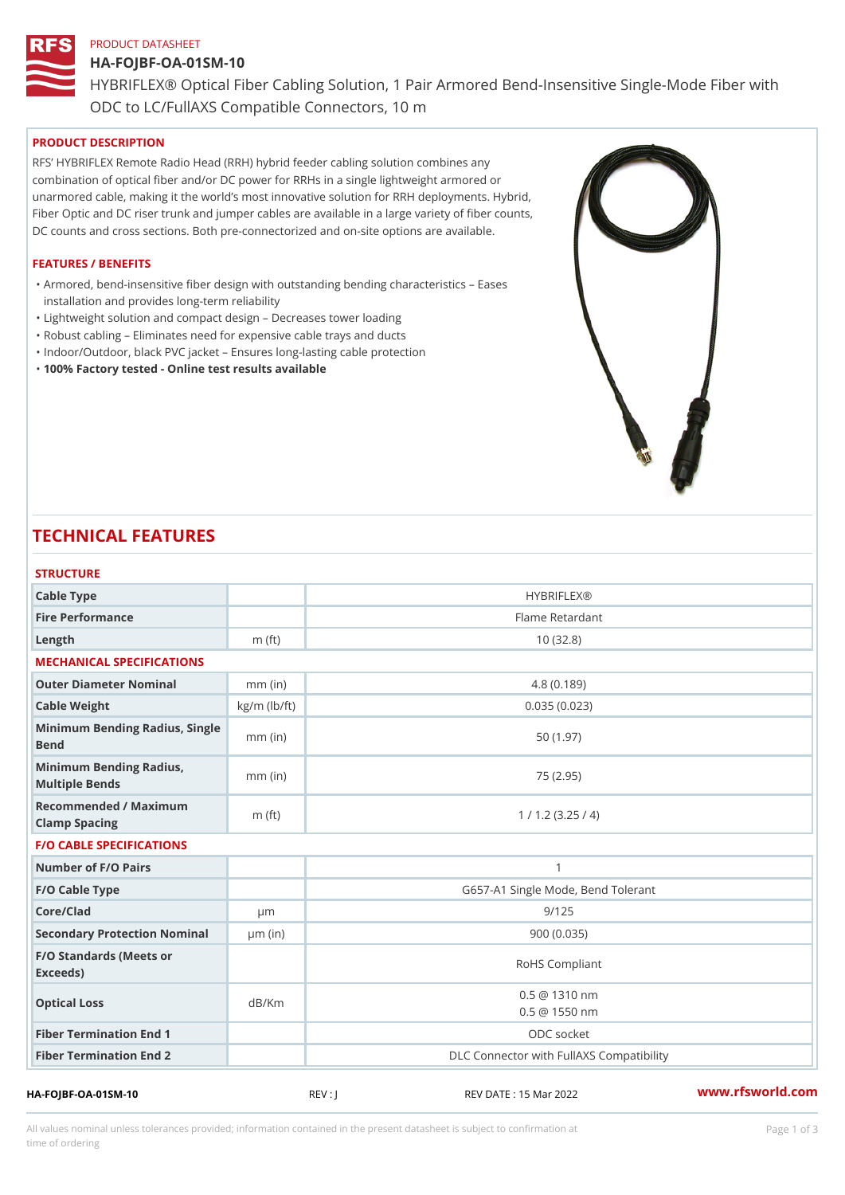PRODUCT DATASHEET

# HA-FOJBF-OA-01SM-10

HYBRIFLEX® Optical Fiber Cabling Solution, 1 Pair Armored Bend-Insensitive Single-Mode Fiber with ODC to LC/FullAXS Compatible Connectors, 10 m

## PRODUCT DESCRIPTION

RFS' HYBRIFLEX Remote Radio Head (RRH) hybrid feeder cabling solution combines any combination of optical fiber and/or DC power for RRHs in a single lightweight armored or unarmored cable, making it the world's most innovative solution for RRH deployments. Hybrid, Fiber Optic and DC riser trunk and jumper cables are available in a large variety of fiber counts, DC counts and cross sections. Both pre-connectorized and on-site options are available.

## FEATURES / BENEFITS

- Armored, bend-insensitive fiber design with outstanding bending characteristics – Eases installation and provides long-term reliability
- Lightweight solution and compact design – Decreases tower loading
- Robust cabling – Eliminates need for expensive cable trays and ducts
- Indoor/Outdoor, black PVC jacket – Ensures long-lasting cable protection
- **100% Factory tested - Online test results available**

# TECHNICAL FEATURES

## STRUCTURE

| | | |
|---|---|---|
| Cable Type | | HYBRIFLEX® |
| Fire Performance | | Flame Retardant |
| Length | m (ft) | 10 (32.8) |

## MECHANICAL SPECIFICATIONS

| | | |
|---|---|---|
| Outer Diameter Nominal | mm (in) | 4.8 (0.189) |
| Cable Weight | kg/m (lb/ft) | 0.035 (0.023) |
| Minimum Bending Radius, Single Bend | mm (in) | 50 (1.97) |
| Minimum Bending Radius, Multiple Bends | mm (in) | 75 (2.95) |
| Recommended / Maximum Clamp Spacing | m (ft) | 1 / 1.2 (3.25 / 4) |

## F/O CABLE SPECIFICATIONS

| | | |
|---|---|---|
| Number of F/O Pairs | | 1 |
| F/O Cable Type | | G657-A1 Single Mode, Bend Tolerant |
| Core/Clad | μm | 9/125 |
| Secondary Protection Nominal | μm (in) | 900 (0.035) |
| F/O Standards (Meets or Exceeds) | | RoHS Compliant |
| Optical Loss | dB/Km | 0.5 @ 1310 nm<br>0.5 @ 1550 nm |
| Fiber Termination End 1 | | ODC socket |
| Fiber Termination End 2 | | DLC Connector with FullAXS Compatibility |

HA-FOJBF-OA-01SM-10 REV : J REV DATE : 15 Mar 2022 www.rfsworld.com

All values nominal unless tolerances provided; information contained in the present datasheet is subject to confirmation at time of ordering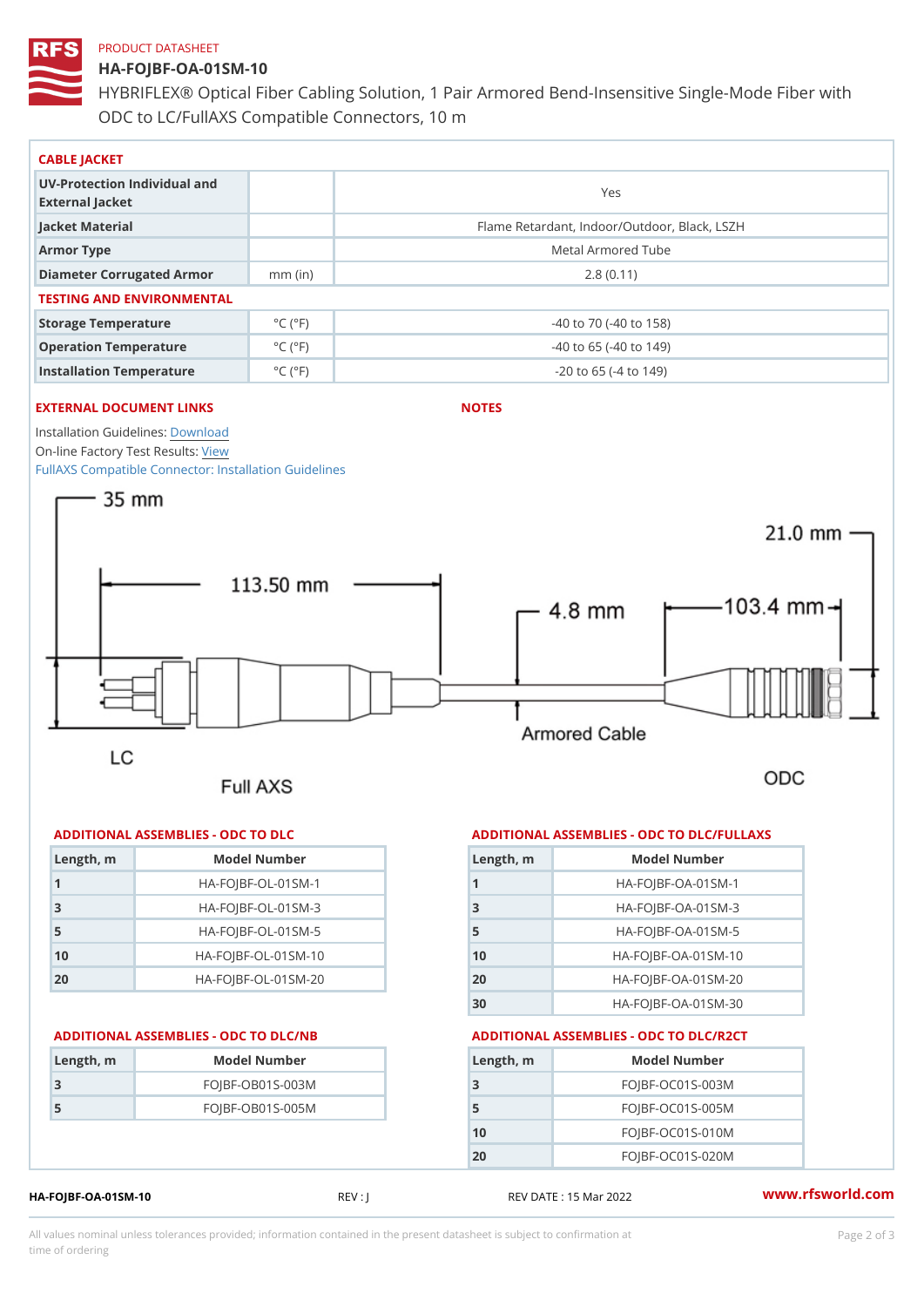PRODUCT DATASHEET

# HA-FOJBF-OA-01SM-10

HYBRIFLEX® Optical Fiber Cabling Solution, 1 Pair Armored Bend-Insensitive Single-Mode Fiber with ODC to LC/FullAXS Compatible Connectors, 10 m

## CABLE JACKET

| | | |
|---|---|---|
| UV-Protection Individual and External Jacket | | Yes |
| Jacket Material | | Flame Retardant, Indoor/Outdoor, Black, LSZH |
| Armor Type | | Metal Armored Tube |
| Diameter Corrugated Armor | mm (in) | 2.8 (0.11) |

## TESTING AND ENVIRONMENTAL

| | | |
|---|---|---|
| Storage Temperature | °C (°F) | -40 to 70 (-40 to 158) |
| Operation Temperature | °C (°F) | -40 to 65 (-40 to 149) |
| Installation Temperature | °C (°F) | -20 to 65 (-4 to 149) |

## EXTERNAL DOCUMENT LINKS

Installation Guidelines: Download

On-line Factory Test Results: View

FullAXS Compatible Connector: Installation Guidelines

## NOTES

35 mm

21.0 mm

113.50 mm

4.8 mm

103.4 mm

Armored Cable

LC

Full AXS

ODC

## ADDITIONAL ASSEMBLIES - ODC TO DLC

| Length, m | Model Number |
|---|---|
| 1 | HA-FOJBF-OL-01SM-1 |
| 3 | HA-FOJBF-OL-01SM-3 |
| 5 | HA-FOJBF-OL-01SM-5 |
| 10 | HA-FOJBF-OL-01SM-10 |
| 20 | HA-FOJBF-OL-01SM-20 |

## ADDITIONAL ASSEMBLIES - ODC TO DLC/FULLAXS

| Length, m | Model Number |
|---|---|
| 1 | HA-FOJBF-OA-01SM-1 |
| 3 | HA-FOJBF-OA-01SM-3 |
| 5 | HA-FOJBF-OA-01SM-5 |
| 10 | HA-FOJBF-OA-01SM-10 |
| 20 | HA-FOJBF-OA-01SM-20 |
| 30 | HA-FOJBF-OA-01SM-30 |

## ADDITIONAL ASSEMBLIES - ODC TO DLC/NB

| Length, m | Model Number |
|---|---|
| 3 | FOJBF-OB01S-003M |
| 5 | FOJBF-OB01S-005M |

## ADDITIONAL ASSEMBLIES - ODC TO DLC/R2CT

| Length, m | Model Number |
|---|---|
| 3 | FOJBF-OC01S-003M |
| 5 | FOJBF-OC01S-005M |
| 10 | FOJBF-OC01S-010M |
| 20 | FOJBF-OC01S-020M |

HA-FOJBF-OA-01SM-10 REV : J REV DATE : 15 Mar 2022 www.rfsworld.com

All values nominal unless tolerances provided; information contained in the present datasheet is subject to confirmation at time of ordering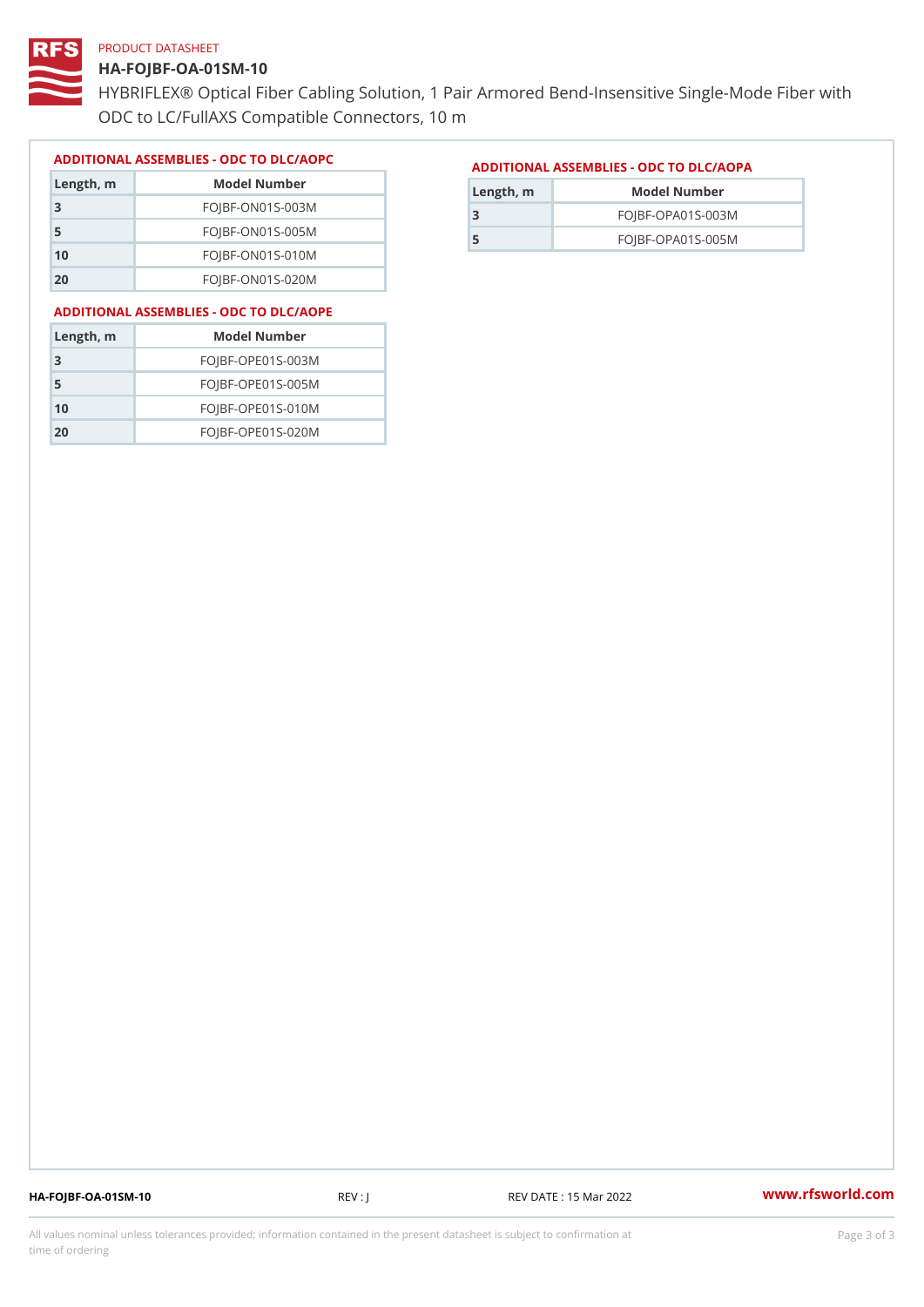PRODUCT DATASHEET

# HA-FOJBF-OA-01SM-10

HYBRIFLEX® Optical Fiber Cabling Solution, 1 Pair Armored Bend-Insensitive Single-Mode Fiber with ODC to LC/FullAXS Compatible Connectors, 10 m

### ADDITIONAL ASSEMBLIES - ODC TO DLC/AOPC

| Length, m | Model Number |
|---|---|
| 3 | FOJBF-ON01S-003M |
| 5 | FOJBF-ON01S-005M |
| 10 | FOJBF-ON01S-010M |
| 20 | FOJBF-ON01S-020M |

### ADDITIONAL ASSEMBLIES - ODC TO DLC/AOPE

| Length, m | Model Number |
|---|---|
| 3 | FOJBF-OPE01S-003M |
| 5 | FOJBF-OPE01S-005M |
| 10 | FOJBF-OPE01S-010M |
| 20 | FOJBF-OPE01S-020M |

### ADDITIONAL ASSEMBLIES - ODC TO DLC/AOPA

| Length, m | Model Number |
|---|---|
| 3 | FOJBF-OPA01S-003M |
| 5 | FOJBF-OPA01S-005M |

HA-FOJBF-OA-01SM-10 REV : J REV DATE : 15 Mar 2022 www.rfsworld.com

All values nominal unless tolerances provided; information contained in the present datasheet is subject to confirmation at time of ordering